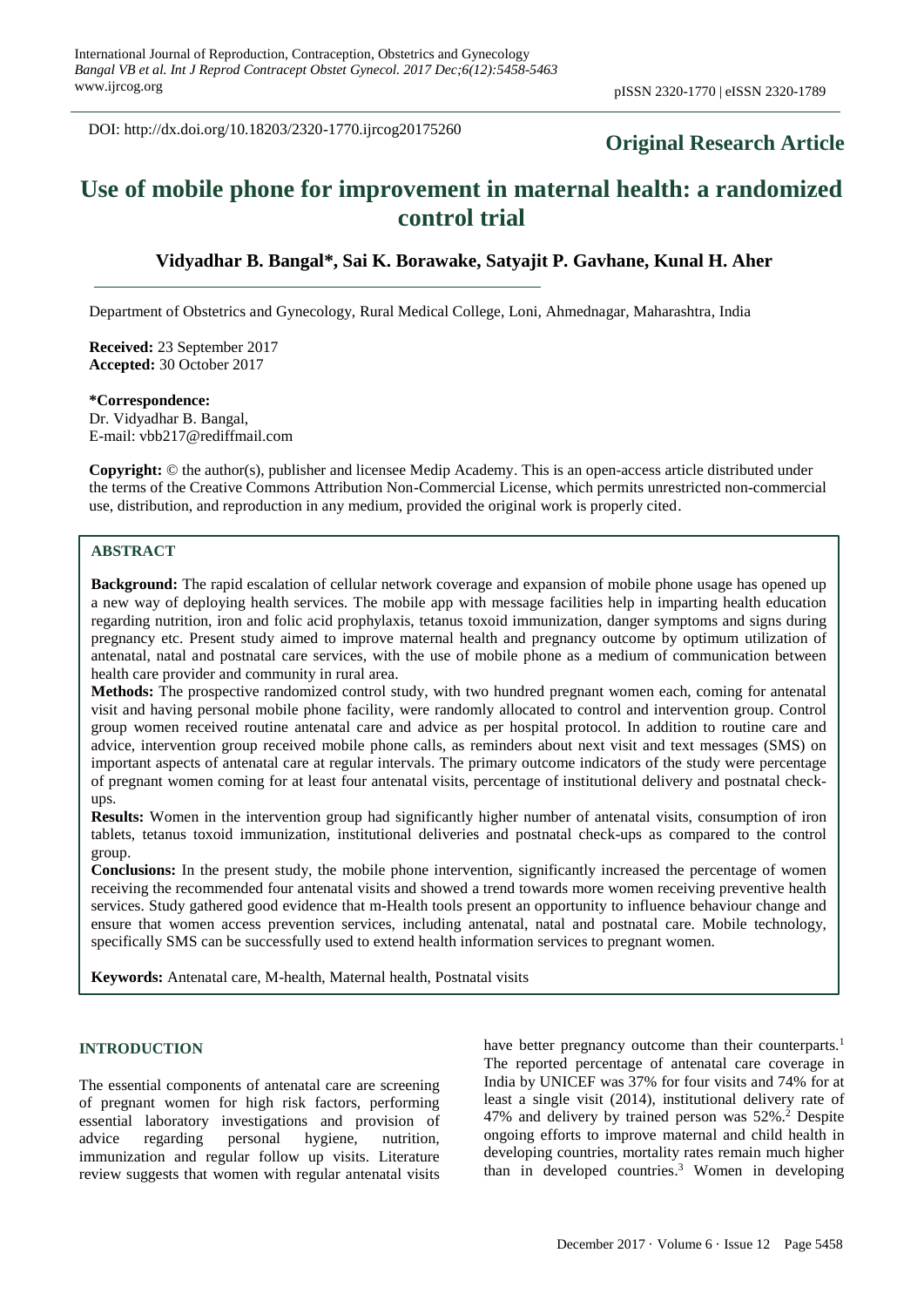DOI: http://dx.doi.org/10.18203/2320-1770.ijrcog20175260

**Original Research Article**

# Use of mobile phone for improvement in maternal health: a randomized control trial

**Vidyadhar B. Bangal\*, Sai K. Borawake, Satyajit P. Gavhane, Kunal H. Aher**

Department of Obstetrics and Gynecology, Rural Medical College, Loni, Ahmednagar, Maharashtra, India

**Received:** 23 September 2017
**Accepted:** 30 October 2017

**\*Correspondence:**
Dr. Vidyadhar B. Bangal,
E-mail: vbb217@rediffmail.com

**Copyright:** © the author(s), publisher and licensee Medip Academy. This is an open-access article distributed under the terms of the Creative Commons Attribution Non-Commercial License, which permits unrestricted non-commercial use, distribution, and reproduction in any medium, provided the original work is properly cited.

## ABSTRACT

**Background:** The rapid escalation of cellular network coverage and expansion of mobile phone usage has opened up a new way of deploying health services. The mobile app with message facilities help in imparting health education regarding nutrition, iron and folic acid prophylaxis, tetanus toxoid immunization, danger symptoms and signs during pregnancy etc. Present study aimed to improve maternal health and pregnancy outcome by optimum utilization of antenatal, natal and postnatal care services, with the use of mobile phone as a medium of communication between health care provider and community in rural area.

**Methods:** The prospective randomized control study, with two hundred pregnant women each, coming for antenatal visit and having personal mobile phone facility, were randomly allocated to control and intervention group. Control group women received routine antenatal care and advice as per hospital protocol. In addition to routine care and advice, intervention group received mobile phone calls, as reminders about next visit and text messages (SMS) on important aspects of antenatal care at regular intervals. The primary outcome indicators of the study were percentage of pregnant women coming for at least four antenatal visits, percentage of institutional delivery and postnatal check-ups.

**Results:** Women in the intervention group had significantly higher number of antenatal visits, consumption of iron tablets, tetanus toxoid immunization, institutional deliveries and postnatal check-ups as compared to the control group.

**Conclusions:** In the present study, the mobile phone intervention, significantly increased the percentage of women receiving the recommended four antenatal visits and showed a trend towards more women receiving preventive health services. Study gathered good evidence that m-Health tools present an opportunity to influence behaviour change and ensure that women access prevention services, including antenatal, natal and postnatal care. Mobile technology, specifically SMS can be successfully used to extend health information services to pregnant women.

**Keywords:** Antenatal care, M-health, Maternal health, Postnatal visits

## INTRODUCTION

The essential components of antenatal care are screening of pregnant women for high risk factors, performing essential laboratory investigations and provision of advice regarding personal hygiene, nutrition, immunization and regular follow up visits. Literature review suggests that women with regular antenatal visits have better pregnancy outcome than their counterparts.[1] The reported percentage of antenatal care coverage in India by UNICEF was 37% for four visits and 74% for at least a single visit (2014), institutional delivery rate of 47% and delivery by trained person was 52%.[2] Despite ongoing efforts to improve maternal and child health in developing countries, mortality rates remain much higher than in developed countries.[3] Women in developing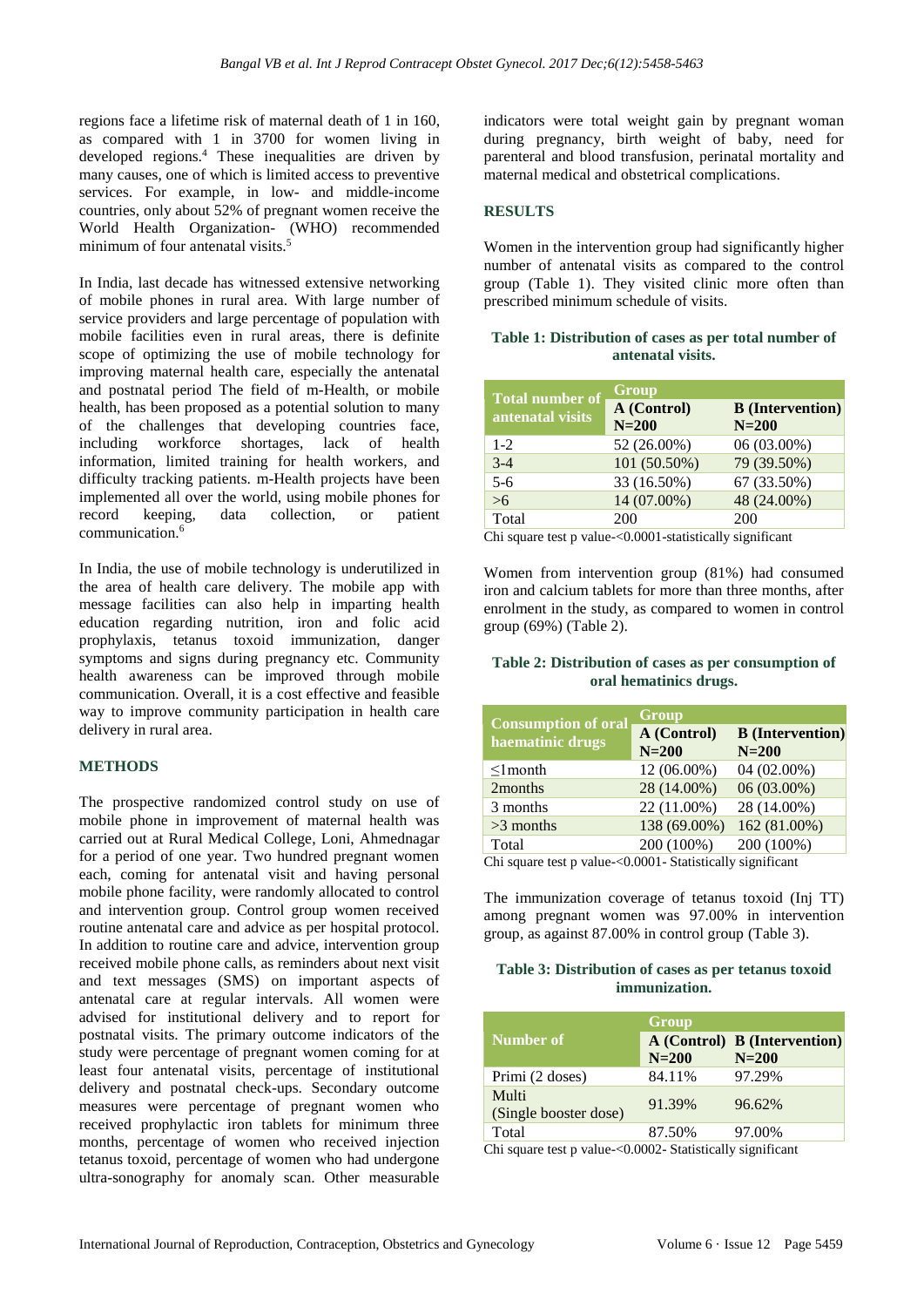regions face a lifetime risk of maternal death of 1 in 160, as compared with 1 in 3700 for women living in developed regions.[4] These inequalities are driven by many causes, one of which is limited access to preventive services. For example, in low- and middle-income countries, only about 52% of pregnant women receive the World Health Organization- (WHO) recommended minimum of four antenatal visits.[5]

In India, last decade has witnessed extensive networking of mobile phones in rural area. With large number of service providers and large percentage of population with mobile facilities even in rural areas, there is definite scope of optimizing the use of mobile technology for improving maternal health care, especially the antenatal and postnatal period The field of m-Health, or mobile health, has been proposed as a potential solution to many of the challenges that developing countries face, including workforce shortages, lack of health information, limited training for health workers, and difficulty tracking patients. m-Health projects have been implemented all over the world, using mobile phones for record keeping, data collection, or patient communication.[6]

In India, the use of mobile technology is underutilized in the area of health care delivery. The mobile app with message facilities can also help in imparting health education regarding nutrition, iron and folic acid prophylaxis, tetanus toxoid immunization, danger symptoms and signs during pregnancy etc. Community health awareness can be improved through mobile communication. Overall, it is a cost effective and feasible way to improve community participation in health care delivery in rural area.

## METHODS

The prospective randomized control study on use of mobile phone in improvement of maternal health was carried out at Rural Medical College, Loni, Ahmednagar for a period of one year. Two hundred pregnant women each, coming for antenatal visit and having personal mobile phone facility, were randomly allocated to control and intervention group. Control group women received routine antenatal care and advice as per hospital protocol. In addition to routine care and advice, intervention group received mobile phone calls, as reminders about next visit and text messages (SMS) on important aspects of antenatal care at regular intervals. All women were advised for institutional delivery and to report for postnatal visits. The primary outcome indicators of the study were percentage of pregnant women coming for at least four antenatal visits, percentage of institutional delivery and postnatal check-ups. Secondary outcome measures were percentage of pregnant women who received prophylactic iron tablets for minimum three months, percentage of women who received injection tetanus toxoid, percentage of women who had undergone ultra-sonography for anomaly scan. Other measurable indicators were total weight gain by pregnant woman during pregnancy, birth weight of baby, need for parenteral and blood transfusion, perinatal mortality and maternal medical and obstetrical complications.

## RESULTS

Women in the intervention group had significantly higher number of antenatal visits as compared to the control group (Table 1). They visited clinic more often than prescribed minimum schedule of visits.

**Table 1: Distribution of cases as per total number of antenatal visits.**

| Total number of antenatal visits | Group | |
|---|---|---|
| | A (Control) N=200 | B (Intervention) N=200 |
| 1-2 | 52 (26.00%) | 06 (03.00%) |
| 3-4 | 101 (50.50%) | 79 (39.50%) |
| 5-6 | 33 (16.50%) | 67 (33.50%) |
| >6 | 14 (07.00%) | 48 (24.00%) |
| Total | 200 | 200 |

Chi square test p value-<0.0001-statistically significant

Women from intervention group (81%) had consumed iron and calcium tablets for more than three months, after enrolment in the study, as compared to women in control group (69%) (Table 2).

**Table 2: Distribution of cases as per consumption of oral hematinics drugs.**

| Consumption of oral haematinic drugs | Group | |
|---|---|---|
| | A (Control) N=200 | B (Intervention) N=200 |
| ≤1month | 12 (06.00%) | 04 (02.00%) |
| 2months | 28 (14.00%) | 06 (03.00%) |
| 3 months | 22 (11.00%) | 28 (14.00%) |
| >3 months | 138 (69.00%) | 162 (81.00%) |
| Total | 200 (100%) | 200 (100%) |

Chi square test p value-<0.0001- Statistically significant

The immunization coverage of tetanus toxoid (Inj TT) among pregnant women was 97.00% in intervention group, as against 87.00% in control group (Table 3).

**Table 3: Distribution of cases as per tetanus toxoid immunization.**

| Number of | Group | |
|---|---|---|
| | A (Control) N=200 | B (Intervention) N=200 |
| Primi (2 doses) | 84.11% | 97.29% |
| Multi (Single booster dose) | 91.39% | 96.62% |
| Total | 87.50% | 97.00% |

Chi square test p value-<0.0002- Statistically significant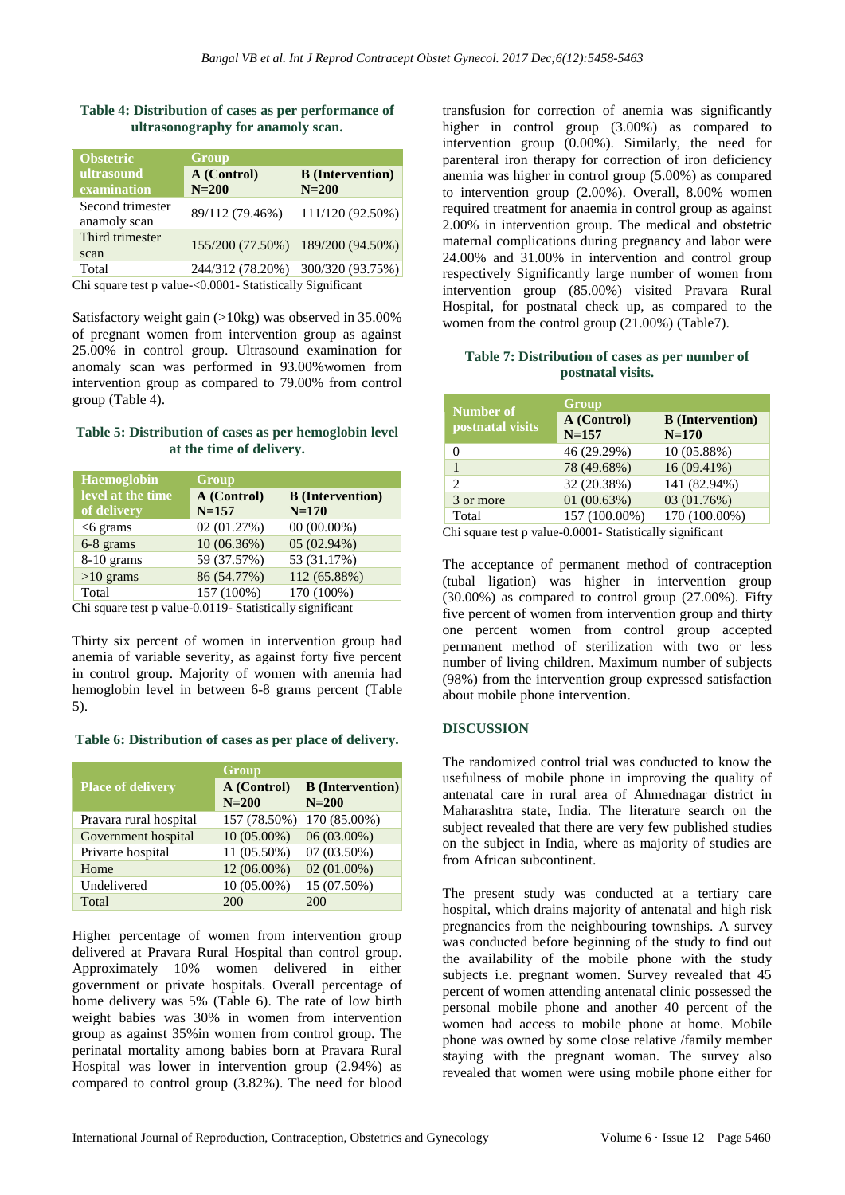**Table 4: Distribution of cases as per performance of ultrasonography for anamoly scan.**

| Obstetric ultrasound examination | Group | |
|---|---|---|
| | A (Control) N=200 | B (Intervention) N=200 |
| Second trimester anamoly scan | 89/112 (79.46%) | 111/120 (92.50%) |
| Third trimester scan | 155/200 (77.50%) | 189/200 (94.50%) |
| Total | 244/312 (78.20%) | 300/320 (93.75%) |

Chi square test p value-<0.0001- Statistically Significant

Satisfactory weight gain (>10kg) was observed in 35.00% of pregnant women from intervention group as against 25.00% in control group. Ultrasound examination for anomaly scan was performed in 93.00%women from intervention group as compared to 79.00% from control group (Table 4).

**Table 5: Distribution of cases as per hemoglobin level at the time of delivery.**

| Haemoglobin level at the time of delivery | Group | |
|---|---|---|
| | A (Control) N=157 | B (Intervention) N=170 |
| <6 grams | 02 (01.27%) | 00 (00.00%) |
| 6-8 grams | 10 (06.36%) | 05 (02.94%) |
| 8-10 grams | 59 (37.57%) | 53 (31.17%) |
| >10 grams | 86 (54.77%) | 112 (65.88%) |
| Total | 157 (100%) | 170 (100%) |

Chi square test p value-0.0119- Statistically significant

Thirty six percent of women in intervention group had anemia of variable severity, as against forty five percent in control group. Majority of women with anemia had hemoglobin level in between 6-8 grams percent (Table 5).

**Table 6: Distribution of cases as per place of delivery.**

| Place of delivery | Group | |
|---|---|---|
| | A (Control) N=200 | B (Intervention) N=200 |
| Pravara rural hospital | 157 (78.50%) | 170 (85.00%) |
| Government hospital | 10 (05.00%) | 06 (03.00%) |
| Privarte hospital | 11 (05.50%) | 07 (03.50%) |
| Home | 12 (06.00%) | 02 (01.00%) |
| Undelivered | 10 (05.00%) | 15 (07.50%) |
| Total | 200 | 200 |

Higher percentage of women from intervention group delivered at Pravara Rural Hospital than control group. Approximately 10% women delivered in either government or private hospitals. Overall percentage of home delivery was 5% (Table 6). The rate of low birth weight babies was 30% in women from intervention group as against 35%in women from control group. The perinatal mortality among babies born at Pravara Rural Hospital was lower in intervention group (2.94%) as compared to control group (3.82%). The need for blood transfusion for correction of anemia was significantly higher in control group (3.00%) as compared to intervention group (0.00%). Similarly, the need for parenteral iron therapy for correction of iron deficiency anemia was higher in control group (5.00%) as compared to intervention group (2.00%). Overall, 8.00% women required treatment for anaemia in control group as against 2.00% in intervention group. The medical and obstetric maternal complications during pregnancy and labor were 24.00% and 31.00% in intervention and control group respectively Significantly large number of women from intervention group (85.00%) visited Pravara Rural Hospital, for postnatal check up, as compared to the women from the control group (21.00%) (Table7).

**Table 7: Distribution of cases as per number of postnatal visits.**

| Number of postnatal visits | Group | |
|---|---|---|
| | A (Control) N=157 | B (Intervention) N=170 |
| 0 | 46 (29.29%) | 10 (05.88%) |
| 1 | 78 (49.68%) | 16 (09.41%) |
| 2 | 32 (20.38%) | 141 (82.94%) |
| 3 or more | 01 (00.63%) | 03 (01.76%) |
| Total | 157 (100.00%) | 170 (100.00%) |

Chi square test p value-0.0001- Statistically significant

The acceptance of permanent method of contraception (tubal ligation) was higher in intervention group (30.00%) as compared to control group (27.00%). Fifty five percent of women from intervention group and thirty one percent women from control group accepted permanent method of sterilization with two or less number of living children. Maximum number of subjects (98%) from the intervention group expressed satisfaction about mobile phone intervention.

## DISCUSSION

The randomized control trial was conducted to know the usefulness of mobile phone in improving the quality of antenatal care in rural area of Ahmednagar district in Maharashtra state, India. The literature search on the subject revealed that there are very few published studies on the subject in India, where as majority of studies are from African subcontinent.

The present study was conducted at a tertiary care hospital, which drains majority of antenatal and high risk pregnancies from the neighbouring townships. A survey was conducted before beginning of the study to find out the availability of the mobile phone with the study subjects i.e. pregnant women. Survey revealed that 45 percent of women attending antenatal clinic possessed the personal mobile phone and another 40 percent of the women had access to mobile phone at home. Mobile phone was owned by some close relative /family member staying with the pregnant woman. The survey also revealed that women were using mobile phone either for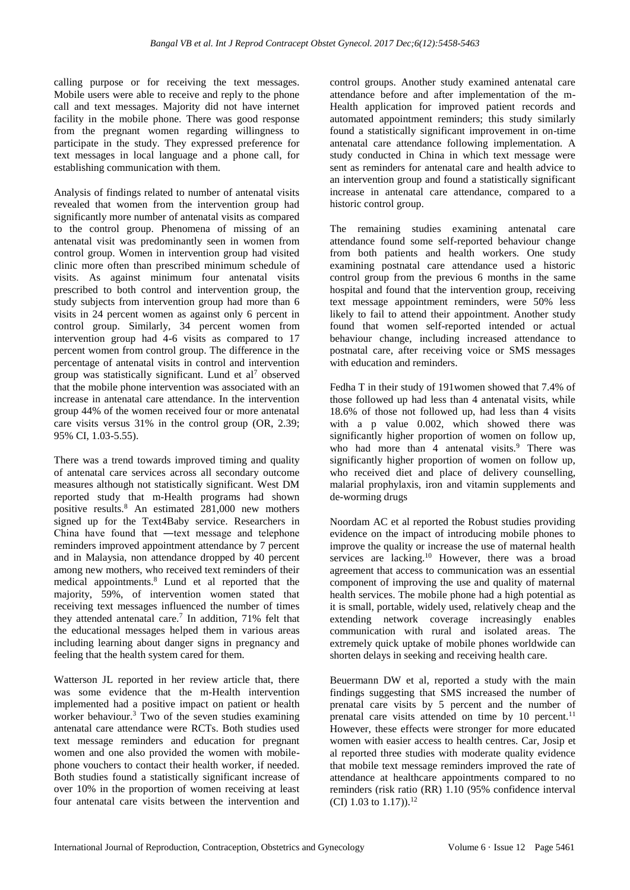calling purpose or for receiving the text messages. Mobile users were able to receive and reply to the phone call and text messages. Majority did not have internet facility in the mobile phone. There was good response from the pregnant women regarding willingness to participate in the study. They expressed preference for text messages in local language and a phone call, for establishing communication with them.

Analysis of findings related to number of antenatal visits revealed that women from the intervention group had significantly more number of antenatal visits as compared to the control group. Phenomena of missing of an antenatal visit was predominantly seen in women from control group. Women in intervention group had visited clinic more often than prescribed minimum schedule of visits. As against minimum four antenatal visits prescribed to both control and intervention group, the study subjects from intervention group had more than 6 visits in 24 percent women as against only 6 percent in control group. Similarly, 34 percent women from intervention group had 4-6 visits as compared to 17 percent women from control group. The difference in the percentage of antenatal visits in control and intervention group was statistically significant. Lund et al[7] observed that the mobile phone intervention was associated with an increase in antenatal care attendance. In the intervention group 44% of the women received four or more antenatal care visits versus 31% in the control group (OR, 2.39; 95% CI, 1.03-5.55).

There was a trend towards improved timing and quality of antenatal care services across all secondary outcome measures although not statistically significant. West DM reported study that m-Health programs had shown positive results.[8] An estimated 281,000 new mothers signed up for the Text4Baby service. Researchers in China have found that ―text message and telephone reminders improved appointment attendance by 7 percent and in Malaysia, non attendance dropped by 40 percent among new mothers, who received text reminders of their medical appointments.[8] Lund et al reported that the majority, 59%, of intervention women stated that receiving text messages influenced the number of times they attended antenatal care.[7] In addition, 71% felt that the educational messages helped them in various areas including learning about danger signs in pregnancy and feeling that the health system cared for them.

Watterson JL reported in her review article that, there was some evidence that the m-Health intervention implemented had a positive impact on patient or health worker behaviour.[3] Two of the seven studies examining antenatal care attendance were RCTs. Both studies used text message reminders and education for pregnant women and one also provided the women with mobile-phone vouchers to contact their health worker, if needed. Both studies found a statistically significant increase of over 10% in the proportion of women receiving at least four antenatal care visits between the intervention and control groups. Another study examined antenatal care attendance before and after implementation of the m-Health application for improved patient records and automated appointment reminders; this study similarly found a statistically significant improvement in on-time antenatal care attendance following implementation. A study conducted in China in which text message were sent as reminders for antenatal care and health advice to an intervention group and found a statistically significant increase in antenatal care attendance, compared to a historic control group.

The remaining studies examining antenatal care attendance found some self-reported behaviour change from both patients and health workers. One study examining postnatal care attendance used a historic control group from the previous 6 months in the same hospital and found that the intervention group, receiving text message appointment reminders, were 50% less likely to fail to attend their appointment. Another study found that women self-reported intended or actual behaviour change, including increased attendance to postnatal care, after receiving voice or SMS messages with education and reminders.

Fedha T in their study of 191women showed that 7.4% of those followed up had less than 4 antenatal visits, while 18.6% of those not followed up, had less than 4 visits with a p value 0.002, which showed there was significantly higher proportion of women on follow up, who had more than 4 antenatal visits.[9] There was significantly higher proportion of women on follow up, who received diet and place of delivery counselling, malarial prophylaxis, iron and vitamin supplements and de-worming drugs

Noordam AC et al reported the Robust studies providing evidence on the impact of introducing mobile phones to improve the quality or increase the use of maternal health services are lacking.[10] However, there was a broad agreement that access to communication was an essential component of improving the use and quality of maternal health services. The mobile phone had a high potential as it is small, portable, widely used, relatively cheap and the extending network coverage increasingly enables communication with rural and isolated areas. The extremely quick uptake of mobile phones worldwide can shorten delays in seeking and receiving health care.

Beuermann DW et al, reported a study with the main findings suggesting that SMS increased the number of prenatal care visits by 5 percent and the number of prenatal care visits attended on time by 10 percent.[11] However, these effects were stronger for more educated women with easier access to health centres. Car, Josip et al reported three studies with moderate quality evidence that mobile text message reminders improved the rate of attendance at healthcare appointments compared to no reminders (risk ratio (RR) 1.10 (95% confidence interval (CI) 1.03 to 1.17)).[12]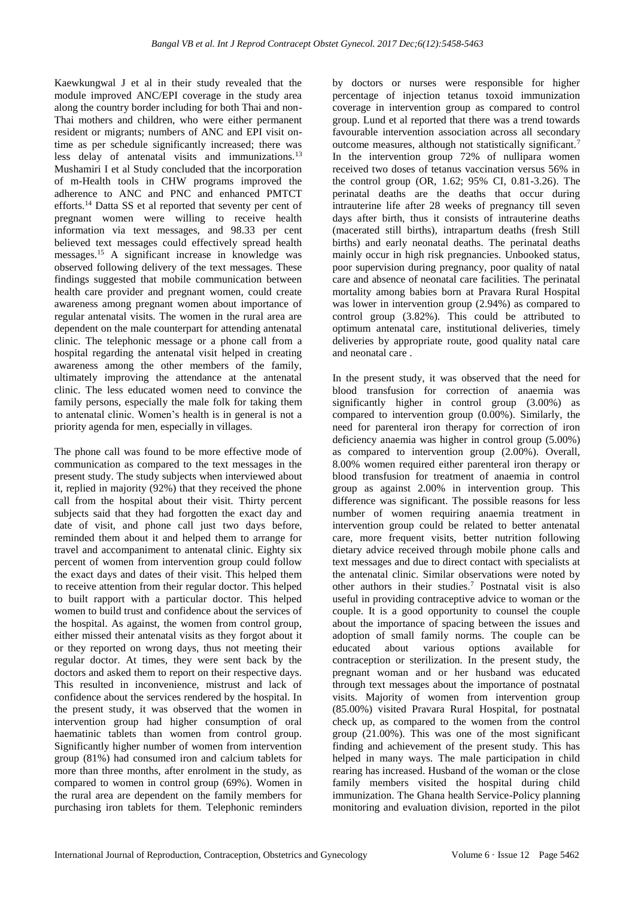Kaewkungwal J et al in their study revealed that the module improved ANC/EPI coverage in the study area along the country border including for both Thai and non-Thai mothers and children, who were either permanent resident or migrants; numbers of ANC and EPI visit on-time as per schedule significantly increased; there was less delay of antenatal visits and immunizations.[13] Mushamiri I et al Study concluded that the incorporation of m-Health tools in CHW programs improved the adherence to ANC and PNC and enhanced PMTCT efforts.[14] Datta SS et al reported that seventy per cent of pregnant women were willing to receive health information via text messages, and 98.33 per cent believed text messages could effectively spread health messages.[15] A significant increase in knowledge was observed following delivery of the text messages. These findings suggested that mobile communication between health care provider and pregnant women, could create awareness among pregnant women about importance of regular antenatal visits. The women in the rural area are dependent on the male counterpart for attending antenatal clinic. The telephonic message or a phone call from a hospital regarding the antenatal visit helped in creating awareness among the other members of the family, ultimately improving the attendance at the antenatal clinic. The less educated women need to convince the family persons, especially the male folk for taking them to antenatal clinic. Women's health is in general is not a priority agenda for men, especially in villages.

The phone call was found to be more effective mode of communication as compared to the text messages in the present study. The study subjects when interviewed about it, replied in majority (92%) that they received the phone call from the hospital about their visit. Thirty percent subjects said that they had forgotten the exact day and date of visit, and phone call just two days before, reminded them about it and helped them to arrange for travel and accompaniment to antenatal clinic. Eighty six percent of women from intervention group could follow the exact days and dates of their visit. This helped them to receive attention from their regular doctor. This helped to built rapport with a particular doctor. This helped women to build trust and confidence about the services of the hospital. As against, the women from control group, either missed their antenatal visits as they forgot about it or they reported on wrong days, thus not meeting their regular doctor. At times, they were sent back by the doctors and asked them to report on their respective days. This resulted in inconvenience, mistrust and lack of confidence about the services rendered by the hospital. In the present study, it was observed that the women in intervention group had higher consumption of oral haematinic tablets than women from control group. Significantly higher number of women from intervention group (81%) had consumed iron and calcium tablets for more than three months, after enrolment in the study, as compared to women in control group (69%). Women in the rural area are dependent on the family members for purchasing iron tablets for them. Telephonic reminders by doctors or nurses were responsible for higher percentage of injection tetanus toxoid immunization coverage in intervention group as compared to control group. Lund et al reported that there was a trend towards favourable intervention association across all secondary outcome measures, although not statistically significant.[7] In the intervention group 72% of nullipara women received two doses of tetanus vaccination versus 56% in the control group (OR, 1.62; 95% CI, 0.81-3.26). The perinatal deaths are the deaths that occur during intrauterine life after 28 weeks of pregnancy till seven days after birth, thus it consists of intrauterine deaths (macerated still births), intrapartum deaths (fresh Still births) and early neonatal deaths. The perinatal deaths mainly occur in high risk pregnancies. Unbooked status, poor supervision during pregnancy, poor quality of natal care and absence of neonatal care facilities. The perinatal mortality among babies born at Pravara Rural Hospital was lower in intervention group (2.94%) as compared to control group (3.82%). This could be attributed to optimum antenatal care, institutional deliveries, timely deliveries by appropriate route, good quality natal care and neonatal care .

In the present study, it was observed that the need for blood transfusion for correction of anaemia was significantly higher in control group (3.00%) as compared to intervention group (0.00%). Similarly, the need for parenteral iron therapy for correction of iron deficiency anaemia was higher in control group (5.00%) as compared to intervention group (2.00%). Overall, 8.00% women required either parenteral iron therapy or blood transfusion for treatment of anaemia in control group as against 2.00% in intervention group. This difference was significant. The possible reasons for less number of women requiring anaemia treatment in intervention group could be related to better antenatal care, more frequent visits, better nutrition following dietary advice received through mobile phone calls and text messages and due to direct contact with specialists at the antenatal clinic. Similar observations were noted by other authors in their studies.[7] Postnatal visit is also useful in providing contraceptive advice to woman or the couple. It is a good opportunity to counsel the couple about the importance of spacing between the issues and adoption of small family norms. The couple can be educated about various options available for contraception or sterilization. In the present study, the pregnant woman and or her husband was educated through text messages about the importance of postnatal visits. Majority of women from intervention group (85.00%) visited Pravara Rural Hospital, for postnatal check up, as compared to the women from the control group (21.00%). This was one of the most significant finding and achievement of the present study. This has helped in many ways. The male participation in child rearing has increased. Husband of the woman or the close family members visited the hospital during child immunization. The Ghana health Service-Policy planning monitoring and evaluation division, reported in the pilot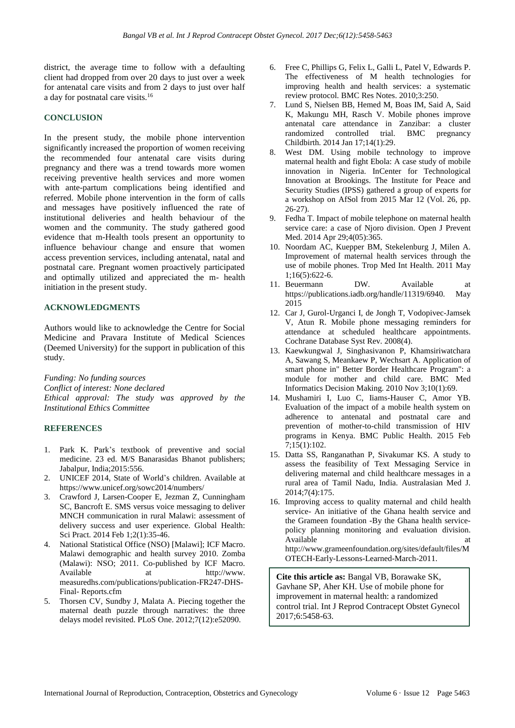district, the average time to follow with a defaulting client had dropped from over 20 days to just over a week for antenatal care visits and from 2 days to just over half a day for postnatal care visits.[16]

## CONCLUSION

In the present study, the mobile phone intervention significantly increased the proportion of women receiving the recommended four antenatal care visits during pregnancy and there was a trend towards more women receiving preventive health services and more women with ante-partum complications being identified and referred. Mobile phone intervention in the form of calls and messages have positively influenced the rate of institutional deliveries and health behaviour of the women and the community. The study gathered good evidence that m-Health tools present an opportunity to influence behaviour change and ensure that women access prevention services, including antenatal, natal and postnatal care. Pregnant women proactively participated and optimally utilized and appreciated the m- health initiation in the present study.

## ACKNOWLEDGMENTS

Authors would like to acknowledge the Centre for Social Medicine and Pravara Institute of Medical Sciences (Deemed University) for the support in publication of this study.

*Funding: No funding sources*
*Conflict of interest: None declared*
*Ethical approval: The study was approved by the Institutional Ethics Committee*

## REFERENCES

1. Park K. Park's textbook of preventive and social medicine. 23 ed. M/S Banarasidas Bhanot publishers; Jabalpur, India;2015:556.
2. UNICEF 2014, State of World's children. Available at https://www.unicef.org/sowc2014/numbers/
3. Crawford J, Larsen-Cooper E, Jezman Z, Cunningham SC, Bancroft E. SMS versus voice messaging to deliver MNCH communication in rural Malawi: assessment of delivery success and user experience. Global Health: Sci Pract. 2014 Feb 1;2(1):35-46.
4. National Statistical Office (NSO) [Malawi]; ICF Macro. Malawi demographic and health survey 2010. Zomba (Malawi): NSO; 2011. Co-published by ICF Macro. Available at http://www. measuredhs.com/publications/publication-FR247-DHS-Final- Reports.cfm
5. Thorsen CV, Sundby J, Malata A. Piecing together the maternal death puzzle through narratives: the three delays model revisited. PLoS One. 2012;7(12):e52090.
6. Free C, Phillips G, Felix L, Galli L, Patel V, Edwards P. The effectiveness of M health technologies for improving health and health services: a systematic review protocol. BMC Res Notes. 2010;3:250.
7. Lund S, Nielsen BB, Hemed M, Boas IM, Said A, Said K, Makungu MH, Rasch V. Mobile phones improve antenatal care attendance in Zanzibar: a cluster randomized controlled trial. BMC pregnancy Childbirth. 2014 Jan 17;14(1):29.
8. West DM. Using mobile technology to improve maternal health and fight Ebola: A case study of mobile innovation in Nigeria. InCenter for Technological Innovation at Brookings. The Institute for Peace and Security Studies (IPSS) gathered a group of experts for a workshop on AfSol from 2015 Mar 12 (Vol. 26, pp. 26-27).
9. Fedha T. Impact of mobile telephone on maternal health service care: a case of Njoro division. Open J Prevent Med. 2014 Apr 29;4(05):365.
10. Noordam AC, Kuepper BM, Stekelenburg J, Milen A. Improvement of maternal health services through the use of mobile phones. Trop Med Int Health. 2011 May 1;16(5):622-6.
11. Beuermann DW. Available at https://publications.iadb.org/handle/11319/6940. May 2015
12. Car J, Gurol-Urganci I, de Jongh T, Vodopivec-Jamsek V, Atun R. Mobile phone messaging reminders for attendance at scheduled healthcare appointments. Cochrane Database Syst Rev. 2008(4).
13. Kaewkungwal J, Singhasivanon P, Khamsiriwatchara A, Sawang S, Meankaew P, Wechsart A. Application of smart phone in" Better Border Healthcare Program": a module for mother and child care. BMC Med Informatics Decision Making. 2010 Nov 3;10(1):69.
14. Mushamiri I, Luo C, Iiams-Hauser C, Amor YB. Evaluation of the impact of a mobile health system on adherence to antenatal and postnatal care and prevention of mother-to-child transmission of HIV programs in Kenya. BMC Public Health. 2015 Feb 7;15(1):102.
15. Datta SS, Ranganathan P, Sivakumar KS. A study to assess the feasibility of Text Messaging Service in delivering maternal and child healthcare messages in a rural area of Tamil Nadu, India. Australasian Med J. 2014;7(4):175.
16. Improving access to quality maternal and child health service- An initiative of the Ghana health service and the Grameen foundation -By the Ghana health service-policy planning monitoring and evaluation division. Available at http://www.grameenfoundation.org/sites/default/files/MOTECH-Early-Lessons-Learned-March-2011.

**Cite this article as:** Bangal VB, Borawake SK, Gavhane SP, Aher KH. Use of mobile phone for improvement in maternal health: a randomized control trial. Int J Reprod Contracept Obstet Gynecol 2017;6:5458-63.